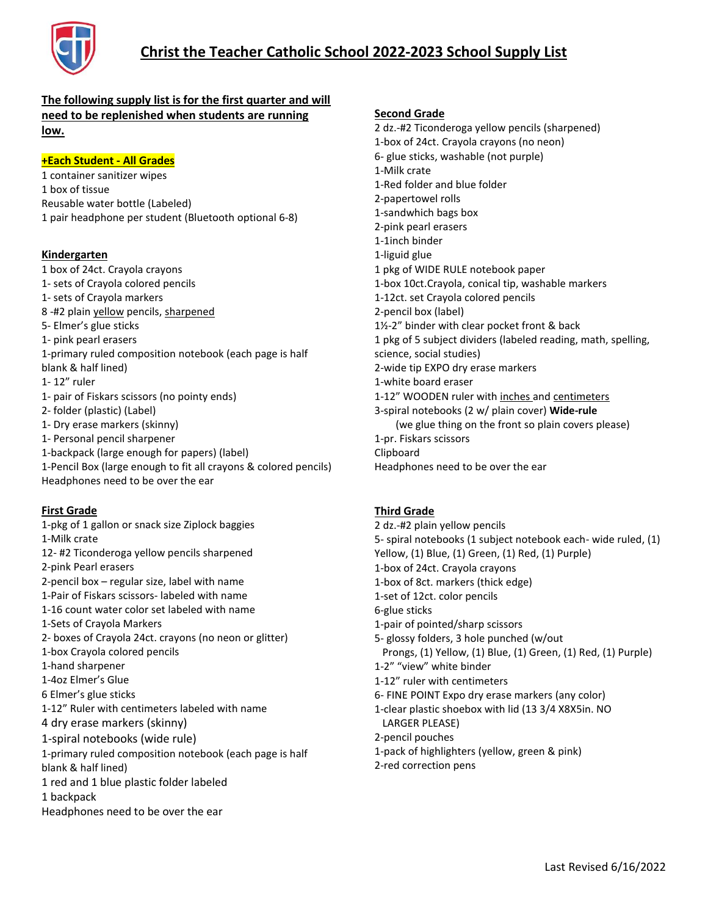# Christ the Teacher Catholic School 2022-2023 School Supply List

**The following supply list is for the first quarter and will need to be replenished when students are running low.**

**+Each Student - All Grades**

1 container sanitizer wipes
1 box of tissue
Reusable water bottle (Labeled)
1 pair headphone per student (Bluetooth optional 6-8)

## Kindergarten

1 box of 24ct. Crayola crayons
1- sets of Crayola colored pencils
1- sets of Crayola markers
8 -#2 plain yellow pencils, sharpened
5- Elmer's glue sticks
1- pink pearl erasers
1-primary ruled composition notebook (each page is half blank & half lined)
1- 12" ruler
1- pair of Fiskars scissors (no pointy ends)
2- folder (plastic) (Label)
1- Dry erase markers (skinny)
1- Personal pencil sharpener
1-backpack (large enough for papers) (label)
1-Pencil Box (large enough to fit all crayons & colored pencils)
Headphones need to be over the ear

## First Grade

1-pkg of 1 gallon or snack size Ziplock baggies
1-Milk crate
12- #2 Ticonderoga yellow pencils sharpened
2-pink Pearl erasers
2-pencil box – regular size, label with name
1-Pair of Fiskars scissors- labeled with name
1-16 count water color set labeled with name
1-Sets of Crayola Markers
2- boxes of Crayola 24ct. crayons (no neon or glitter)
1-box Crayola colored pencils
1-hand sharpener
1-4oz Elmer's Glue
6 Elmer's glue sticks
1-12" Ruler with centimeters labeled with name
4 dry erase markers (skinny)
1-spiral notebooks (wide rule)
1-primary ruled composition notebook (each page is half blank & half lined)
1 red and 1 blue plastic folder labeled
1 backpack
Headphones need to be over the ear

## Second Grade

2 dz.-#2 Ticonderoga yellow pencils (sharpened)
1-box of 24ct. Crayola crayons (no neon)
6- glue sticks, washable (not purple)
1-Milk crate
1-Red folder and blue folder
2-papertowel rolls
1-sandwhich bags box
2-pink pearl erasers
1-1inch binder
1-liguid glue
1 pkg of WIDE RULE notebook paper
1-box 10ct.Crayola, conical tip, washable markers
1-12ct. set Crayola colored pencils
2-pencil box (label)
1½-2" binder with clear pocket front & back
1 pkg of 5 subject dividers (labeled reading, math, spelling, science, social studies)
2-wide tip EXPO dry erase markers
1-white board eraser
1-12" WOODEN ruler with inches and centimeters
3-spiral notebooks (2 w/ plain cover) **Wide-rule**
(we glue thing on the front so plain covers please)
1-pr. Fiskars scissors
Clipboard
Headphones need to be over the ear

## Third Grade

2 dz.-#2 plain yellow pencils
5- spiral notebooks (1 subject notebook each- wide ruled, (1) Yellow, (1) Blue, (1) Green, (1) Red, (1) Purple)
1-box of 24ct. Crayola crayons
1-box of 8ct. markers (thick edge)
1-set of 12ct. color pencils
6-glue sticks
1-pair of pointed/sharp scissors
5- glossy folders, 3 hole punched (w/out Prongs, (1) Yellow, (1) Blue, (1) Green, (1) Red, (1) Purple)
1-2" "view" white binder
1-12" ruler with centimeters
6- FINE POINT Expo dry erase markers (any color)
1-clear plastic shoebox with lid (13 3/4 X8X5in. NO LARGER PLEASE)
2-pencil pouches
1-pack of highlighters (yellow, green & pink)
2-red correction pens

Last Revised 6/16/2022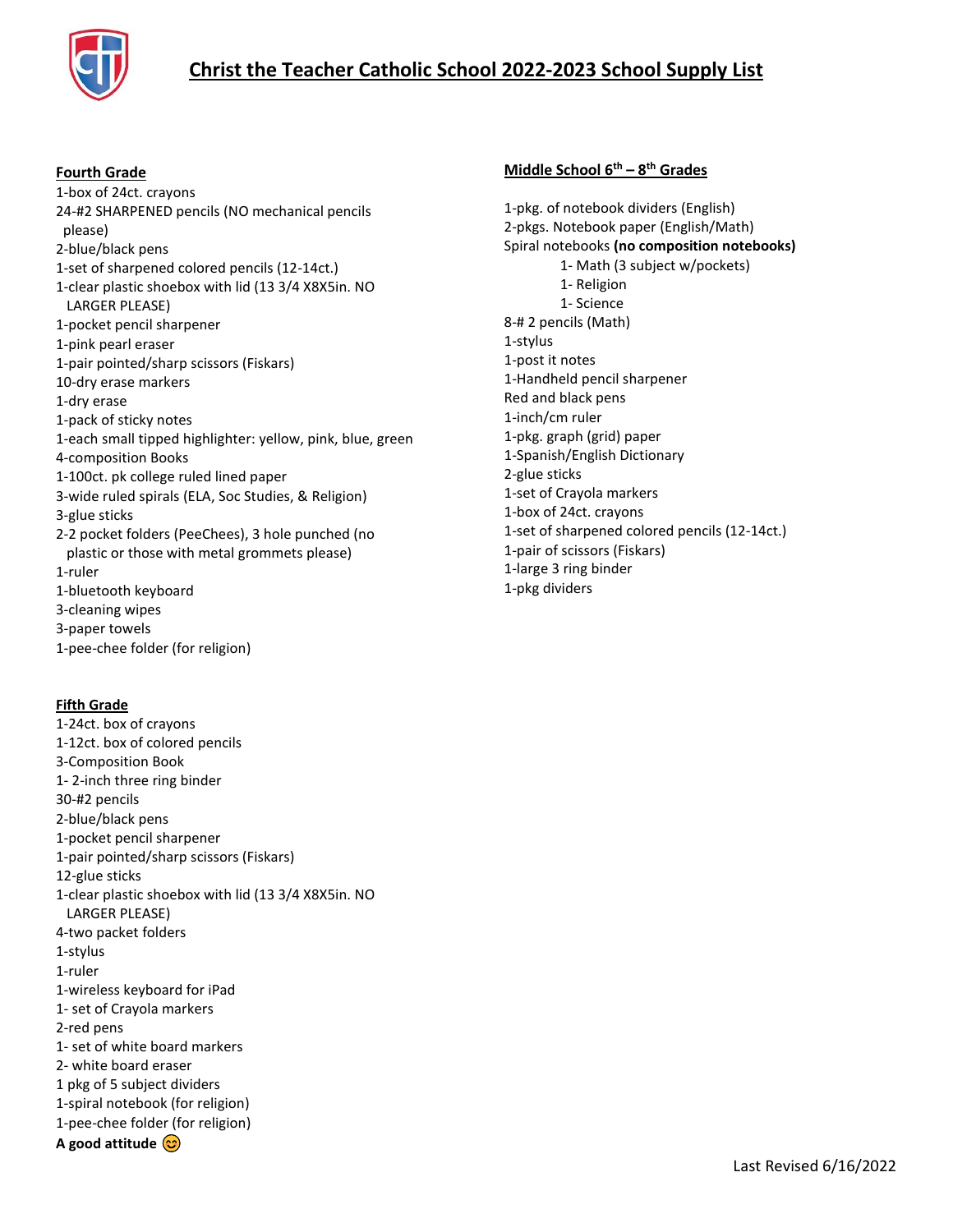# Christ the Teacher Catholic School 2022-2023 School Supply List

## Fourth Grade

1-box of 24ct. crayons
24-#2 SHARPENED pencils (NO mechanical pencils please)
2-blue/black pens
1-set of sharpened colored pencils (12-14ct.)
1-clear plastic shoebox with lid (13 3/4 X8X5in. NO LARGER PLEASE)
1-pocket pencil sharpener
1-pink pearl eraser
1-pair pointed/sharp scissors (Fiskars)
10-dry erase markers
1-dry erase
1-pack of sticky notes
1-each small tipped highlighter: yellow, pink, blue, green
4-composition Books
1-100ct. pk college ruled lined paper
3-wide ruled spirals (ELA, Soc Studies, & Religion)
3-glue sticks
2-2 pocket folders (PeeChees), 3 hole punched (no plastic or those with metal grommets please)
1-ruler
1-bluetooth keyboard
3-cleaning wipes
3-paper towels
1-pee-chee folder (for religion)

## Fifth Grade

1-24ct. box of crayons
1-12ct. box of colored pencils
3-Composition Book
1- 2-inch three ring binder
30-#2 pencils
2-blue/black pens
1-pocket pencil sharpener
1-pair pointed/sharp scissors (Fiskars)
12-glue sticks
1-clear plastic shoebox with lid (13 3/4 X8X5in. NO LARGER PLEASE)
4-two packet folders
1-stylus
1-ruler
1-wireless keyboard for iPad
1- set of Crayola markers
2-red pens
1- set of white board markers
2- white board eraser
1 pkg of 5 subject dividers
1-spiral notebook (for religion)
1-pee-chee folder (for religion)
**A good attitude** 😊

## Middle School 6th – 8th Grades

1-pkg. of notebook dividers (English)
2-pkgs. Notebook paper (English/Math)
Spiral notebooks **(no composition notebooks)**

- 1- Math (3 subject w/pockets)
- 1- Religion
- 1- Science

8-# 2 pencils (Math)
1-stylus
1-post it notes
1-Handheld pencil sharpener
Red and black pens
1-inch/cm ruler
1-pkg. graph (grid) paper
1-Spanish/English Dictionary
2-glue sticks
1-set of Crayola markers
1-box of 24ct. crayons
1-set of sharpened colored pencils (12-14ct.)
1-pair of scissors (Fiskars)
1-large 3 ring binder
1-pkg dividers

Last Revised 6/16/2022